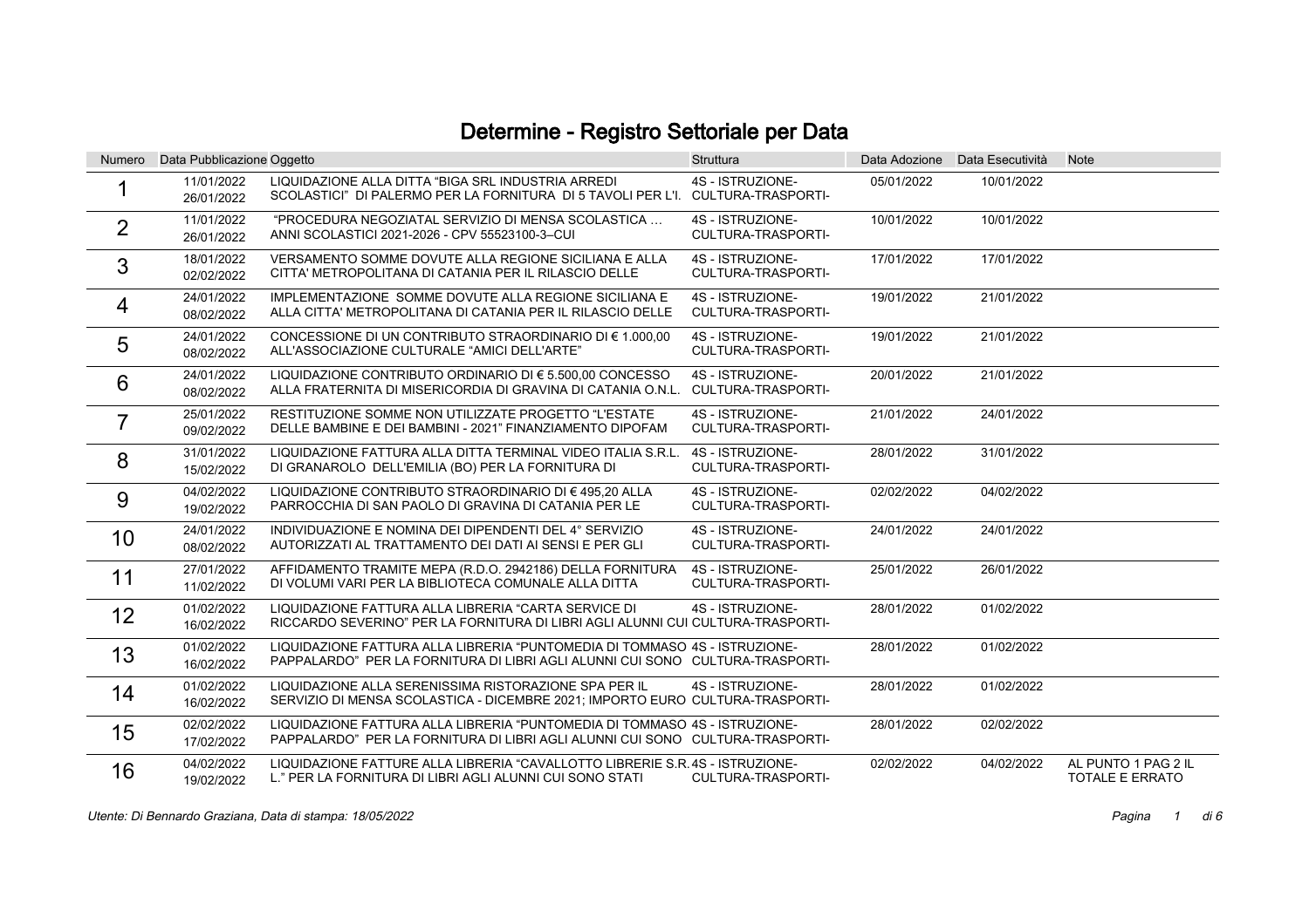# Determine - Registro Settoriale per Data

| Numero | Data Pubblicazione | Oggetto | Struttura | Data Adozione | Data Esecutività | Note |
|---|---|---|---|---|---|---|
| 1 | 11/01/2022 26/01/2022 | LIQUIDAZIONE ALLA DITTA "BIGA SRL INDUSTRIA ARREDI SCOLASTICI" DI PALERMO PER LA FORNITURA DI 5 TAVOLI PER L'I. | 4S - ISTRUZIONE-CULTURA-TRASPORTI- | 05/01/2022 | 10/01/2022 | |
| 2 | 11/01/2022 26/01/2022 | "PROCEDURA NEGOZIATAL SERVIZIO DI MENSA SCOLASTICA … ANNI SCOLASTICI 2021-2026 - CPV 55523100-3–CUI | 4S - ISTRUZIONE-CULTURA-TRASPORTI- | 10/01/2022 | 10/01/2022 | |
| 3 | 18/01/2022 02/02/2022 | VERSAMENTO SOMME DOVUTE ALLA REGIONE SICILIANA E ALLA CITTA' METROPOLITANA DI CATANIA PER IL RILASCIO DELLE | 4S - ISTRUZIONE-CULTURA-TRASPORTI- | 17/01/2022 | 17/01/2022 | |
| 4 | 24/01/2022 08/02/2022 | IMPLEMENTAZIONE SOMME DOVUTE ALLA REGIONE SICILIANA E ALLA CITTA' METROPOLITANA DI CATANIA PER IL RILASCIO DELLE | 4S - ISTRUZIONE-CULTURA-TRASPORTI- | 19/01/2022 | 21/01/2022 | |
| 5 | 24/01/2022 08/02/2022 | CONCESSIONE DI UN CONTRIBUTO STRAORDINARIO DI € 1.000,00 ALL'ASSOCIAZIONE CULTURALE "AMICI DELL'ARTE" | 4S - ISTRUZIONE-CULTURA-TRASPORTI- | 19/01/2022 | 21/01/2022 | |
| 6 | 24/01/2022 08/02/2022 | LIQUIDAZIONE CONTRIBUTO ORDINARIO DI € 5.500,00 CONCESSO ALLA FRATERNITA DI MISERICORDIA DI GRAVINA DI CATANIA O.N.L. | 4S - ISTRUZIONE-CULTURA-TRASPORTI- | 20/01/2022 | 21/01/2022 | |
| 7 | 25/01/2022 09/02/2022 | RESTITUZIONE SOMME NON UTILIZZATE PROGETTO "L'ESTATE DELLE BAMBINE E DEI BAMBINI - 2021" FINANZIAMENTO DIPOFAM | 4S - ISTRUZIONE-CULTURA-TRASPORTI- | 21/01/2022 | 24/01/2022 | |
| 8 | 31/01/2022 15/02/2022 | LIQUIDAZIONE FATTURA ALLA DITTA TERMINAL VIDEO ITALIA S.R.L. DI GRANAROLO DELL'EMILIA (BO) PER LA FORNITURA DI | 4S - ISTRUZIONE-CULTURA-TRASPORTI- | 28/01/2022 | 31/01/2022 | |
| 9 | 04/02/2022 19/02/2022 | LIQUIDAZIONE CONTRIBUTO STRAORDINARIO DI € 495,20 ALLA PARROCCHIA DI SAN PAOLO DI GRAVINA DI CATANIA PER LE | 4S - ISTRUZIONE-CULTURA-TRASPORTI- | 02/02/2022 | 04/02/2022 | |
| 10 | 24/01/2022 08/02/2022 | INDIVIDUAZIONE E NOMINA DEI DIPENDENTI DEL 4° SERVIZIO AUTORIZZATI AL TRATTAMENTO DEI DATI AI SENSI E PER GLI | 4S - ISTRUZIONE-CULTURA-TRASPORTI- | 24/01/2022 | 24/01/2022 | |
| 11 | 27/01/2022 11/02/2022 | AFFIDAMENTO TRAMITE MEPA (R.D.O. 2942186) DELLA FORNITURA DI VOLUMI VARI PER LA BIBLIOTECA COMUNALE ALLA DITTA | 4S - ISTRUZIONE-CULTURA-TRASPORTI- | 25/01/2022 | 26/01/2022 | |
| 12 | 01/02/2022 16/02/2022 | LIQUIDAZIONE FATTURA ALLA LIBRERIA "CARTA SERVICE DI RICCARDO SEVERINO" PER LA FORNITURA DI LIBRI AGLI ALUNNI CUI | 4S - ISTRUZIONE-CULTURA-TRASPORTI- | 28/01/2022 | 01/02/2022 | |
| 13 | 01/02/2022 16/02/2022 | LIQUIDAZIONE FATTURA ALLA LIBRERIA "PUNTOMEDIA DI TOMMASO PAPPALARDO" PER LA FORNITURA DI LIBRI AGLI ALUNNI CUI SONO | 4S - ISTRUZIONE-CULTURA-TRASPORTI- | 28/01/2022 | 01/02/2022 | |
| 14 | 01/02/2022 16/02/2022 | LIQUIDAZIONE ALLA SERENISSIMA RISTORAZIONE SPA PER IL SERVIZIO DI MENSA SCOLASTICA - DICEMBRE 2021; IMPORTO EURO | 4S - ISTRUZIONE-CULTURA-TRASPORTI- | 28/01/2022 | 01/02/2022 | |
| 15 | 02/02/2022 17/02/2022 | LIQUIDAZIONE FATTURA ALLA LIBRERIA "PUNTOMEDIA DI TOMMASO PAPPALARDO" PER LA FORNITURA DI LIBRI AGLI ALUNNI CUI SONO | 4S - ISTRUZIONE-CULTURA-TRASPORTI- | 28/01/2022 | 02/02/2022 | |
| 16 | 04/02/2022 19/02/2022 | LIQUIDAZIONE FATTURE ALLA LIBRERIA "CAVALLOTTO LIBRERIE S.R.L." PER LA FORNITURA DI LIBRI AGLI ALUNNI CUI SONO STATI | 4S - ISTRUZIONE-CULTURA-TRASPORTI- | 02/02/2022 | 04/02/2022 | AL PUNTO 1 PAG 2 IL TOTALE E ERRATO |

*Utente: Di Bennardo Graziana, Data di stampa: 18/05/2022*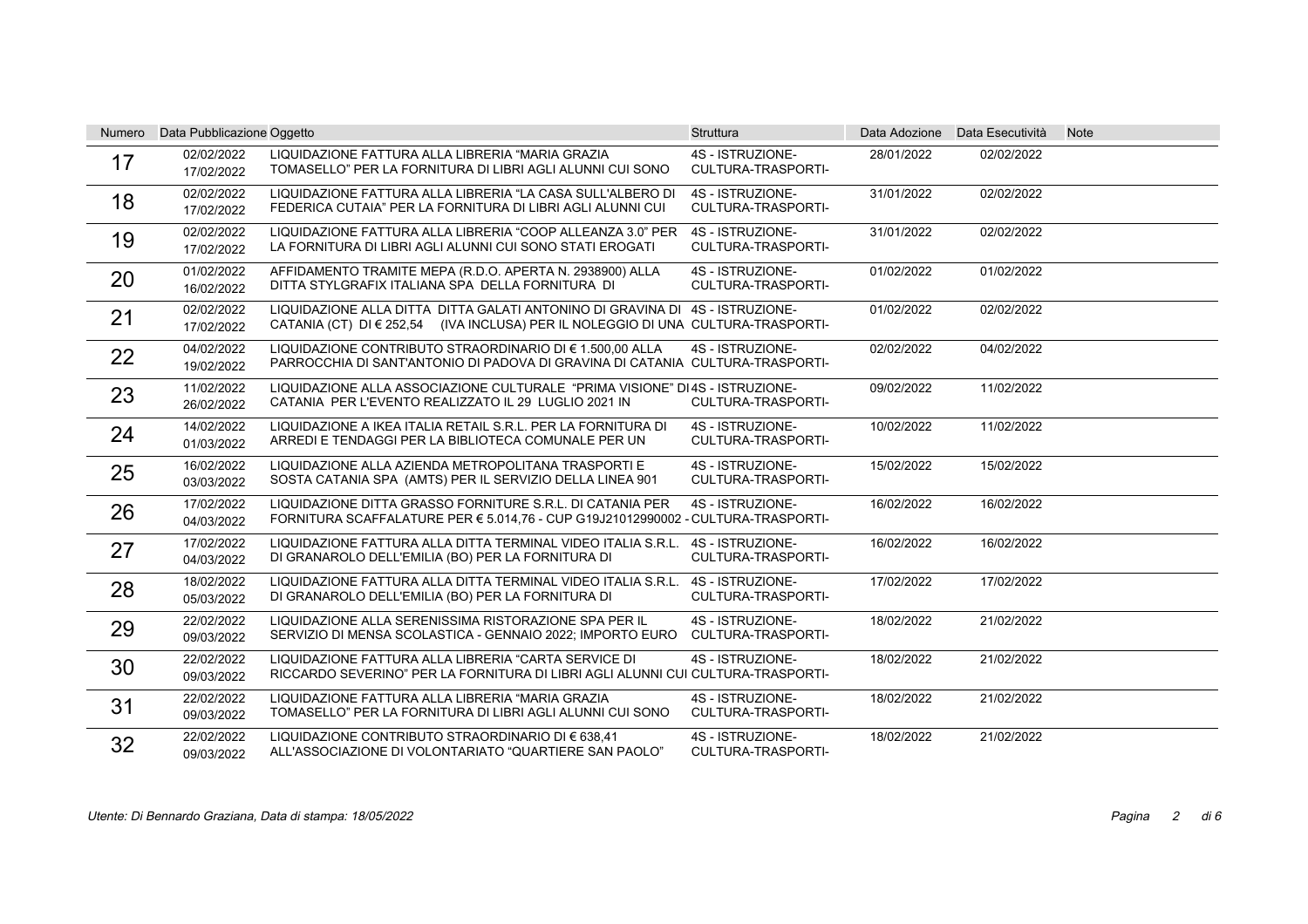| Numero | Data Pubblicazione | Oggetto | Struttura | Data Adozione | Data Esecutività | Note |
|---|---|---|---|---|---|---|
| 17 | 02/02/2022<br>17/02/2022 | LIQUIDAZIONE FATTURA ALLA LIBRERIA "MARIA GRAZIA TOMASELLO" PER LA FORNITURA DI LIBRI AGLI ALUNNI CUI SONO | 4S - ISTRUZIONE-CULTURA-TRASPORTI- | 28/01/2022 | 02/02/2022 | |
| 18 | 02/02/2022<br>17/02/2022 | LIQUIDAZIONE FATTURA ALLA LIBRERIA "LA CASA SULL'ALBERO DI FEDERICA CUTAIA" PER LA FORNITURA DI LIBRI AGLI ALUNNI CUI | 4S - ISTRUZIONE-CULTURA-TRASPORTI- | 31/01/2022 | 02/02/2022 | |
| 19 | 02/02/2022<br>17/02/2022 | LIQUIDAZIONE FATTURA ALLA LIBRERIA "COOP ALLEANZA 3.0" PER LA FORNITURA DI LIBRI AGLI ALUNNI CUI SONO STATI EROGATI | 4S - ISTRUZIONE-CULTURA-TRASPORTI- | 31/01/2022 | 02/02/2022 | |
| 20 | 01/02/2022<br>16/02/2022 | AFFIDAMENTO TRAMITE MEPA (R.D.O. APERTA N. 2938900) ALLA DITTA STYLGRAFIX ITALIANA SPA DELLA FORNITURA DI | 4S - ISTRUZIONE-CULTURA-TRASPORTI- | 01/02/2022 | 01/02/2022 | |
| 21 | 02/02/2022<br>17/02/2022 | LIQUIDAZIONE ALLA DITTA DITTA GALATI ANTONINO DI GRAVINA DI CATANIA (CT) DI € 252,54 (IVA INCLUSA) PER IL NOLEGGIO DI UNA | 4S - ISTRUZIONE-CULTURA-TRASPORTI- | 01/02/2022 | 02/02/2022 | |
| 22 | 04/02/2022<br>19/02/2022 | LIQUIDAZIONE CONTRIBUTO STRAORDINARIO DI € 1.500,00 ALLA PARROCCHIA DI SANT'ANTONIO DI PADOVA DI GRAVINA DI CATANIA | 4S - ISTRUZIONE-CULTURA-TRASPORTI- | 02/02/2022 | 04/02/2022 | |
| 23 | 11/02/2022<br>26/02/2022 | LIQUIDAZIONE ALLA ASSOCIAZIONE CULTURALE "PRIMA VISIONE" DI CATANIA PER L'EVENTO REALIZZATO IL 29 LUGLIO 2021 IN | 4S - ISTRUZIONE-CULTURA-TRASPORTI- | 09/02/2022 | 11/02/2022 | |
| 24 | 14/02/2022<br>01/03/2022 | LIQUIDAZIONE A IKEA ITALIA RETAIL S.R.L. PER LA FORNITURA DI ARREDI E TENDAGGI PER LA BIBLIOTECA COMUNALE PER UN | 4S - ISTRUZIONE-CULTURA-TRASPORTI- | 10/02/2022 | 11/02/2022 | |
| 25 | 16/02/2022<br>03/03/2022 | LIQUIDAZIONE ALLA AZIENDA METROPOLITANA TRASPORTI E SOSTA CATANIA SPA (AMTS) PER IL SERVIZIO DELLA LINEA 901 | 4S - ISTRUZIONE-CULTURA-TRASPORTI- | 15/02/2022 | 15/02/2022 | |
| 26 | 17/02/2022<br>04/03/2022 | LIQUIDAZIONE DITTA GRASSO FORNITURE S.R.L. DI CATANIA PER FORNITURA SCAFFALATURE PER € 5.014,76 - CUP G19J21012990002 - | 4S - ISTRUZIONE-CULTURA-TRASPORTI- | 16/02/2022 | 16/02/2022 | |
| 27 | 17/02/2022<br>04/03/2022 | LIQUIDAZIONE FATTURA ALLA DITTA TERMINAL VIDEO ITALIA S.R.L. DI GRANAROLO DELL'EMILIA (BO) PER LA FORNITURA DI | 4S - ISTRUZIONE-CULTURA-TRASPORTI- | 16/02/2022 | 16/02/2022 | |
| 28 | 18/02/2022<br>05/03/2022 | LIQUIDAZIONE FATTURA ALLA DITTA TERMINAL VIDEO ITALIA S.R.L. DI GRANAROLO DELL'EMILIA (BO) PER LA FORNITURA DI | 4S - ISTRUZIONE-CULTURA-TRASPORTI- | 17/02/2022 | 17/02/2022 | |
| 29 | 22/02/2022<br>09/03/2022 | LIQUIDAZIONE ALLA SERENISSIMA RISTORAZIONE SPA PER IL SERVIZIO DI MENSA SCOLASTICA - GENNAIO 2022; IMPORTO EURO | 4S - ISTRUZIONE-CULTURA-TRASPORTI- | 18/02/2022 | 21/02/2022 | |
| 30 | 22/02/2022<br>09/03/2022 | LIQUIDAZIONE FATTURA ALLA LIBRERIA "CARTA SERVICE DI RICCARDO SEVERINO" PER LA FORNITURA DI LIBRI AGLI ALUNNI CUI | 4S - ISTRUZIONE-CULTURA-TRASPORTI- | 18/02/2022 | 21/02/2022 | |
| 31 | 22/02/2022<br>09/03/2022 | LIQUIDAZIONE FATTURA ALLA LIBRERIA "MARIA GRAZIA TOMASELLO" PER LA FORNITURA DI LIBRI AGLI ALUNNI CUI SONO | 4S - ISTRUZIONE-CULTURA-TRASPORTI- | 18/02/2022 | 21/02/2022 | |
| 32 | 22/02/2022<br>09/03/2022 | LIQUIDAZIONE CONTRIBUTO STRAORDINARIO DI € 638,41 ALL'ASSOCIAZIONE DI VOLONTARIATO "QUARTIERE SAN PAOLO" | 4S - ISTRUZIONE-CULTURA-TRASPORTI- | 18/02/2022 | 21/02/2022 | |

*Utente: Di Bennardo Graziana, Data di stampa: 18/05/2022*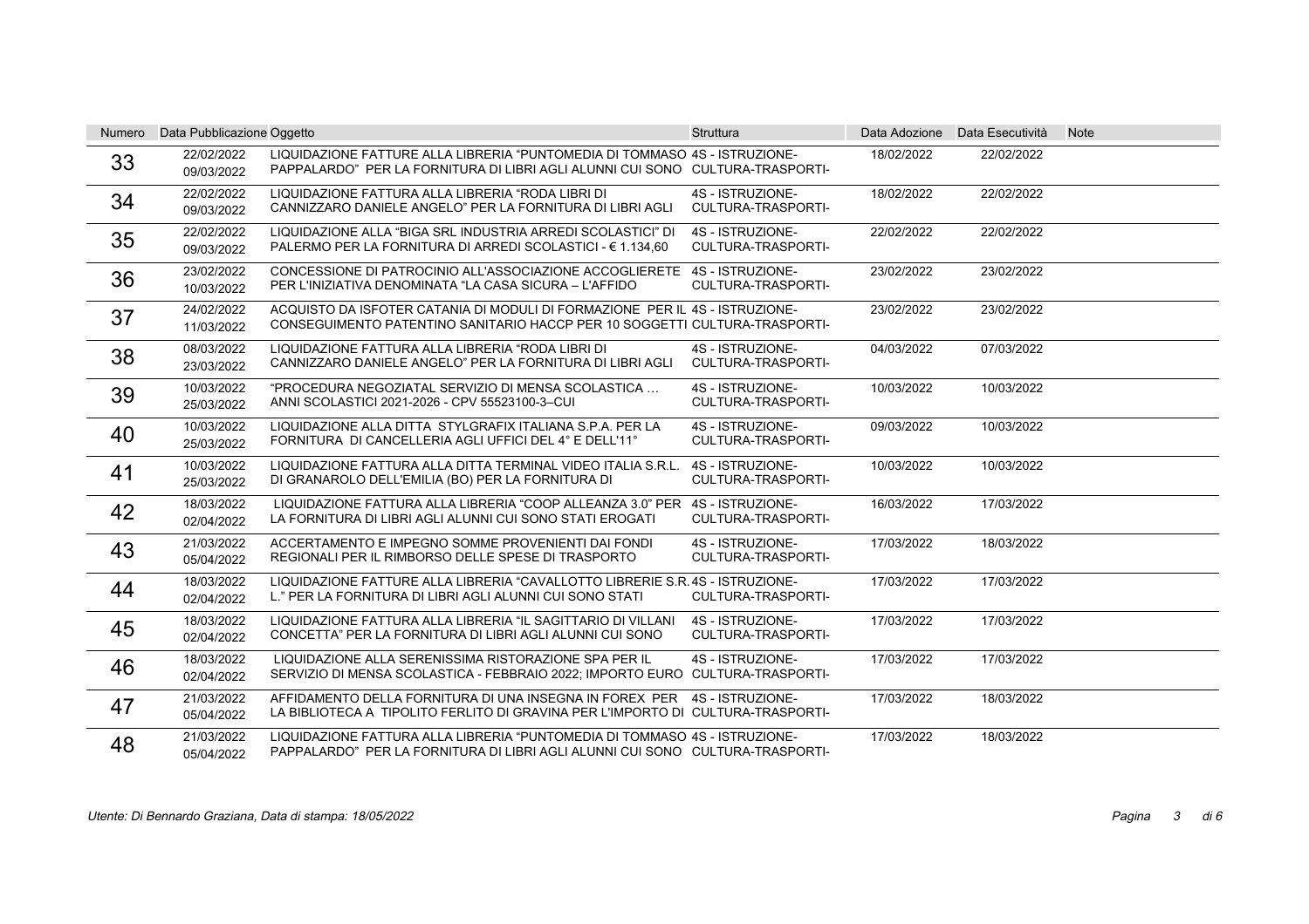| Numero | Data Pubblicazione | Oggetto | Struttura | Data Adozione | Data Esecutività | Note |
|---|---|---|---|---|---|---|
| 33 | 22/02/2022 09/03/2022 | LIQUIDAZIONE FATTURE ALLA LIBRERIA "PUNTOMEDIA DI TOMMASO PAPPALARDO" PER LA FORNITURA DI LIBRI AGLI ALUNNI CUI SONO | 4S - ISTRUZIONE-CULTURA-TRASPORTI- | 18/02/2022 | 22/02/2022 | |
| 34 | 22/02/2022 09/03/2022 | LIQUIDAZIONE FATTURA ALLA LIBRERIA "RODA LIBRI DI CANNIZZARO DANIELE ANGELO" PER LA FORNITURA DI LIBRI AGLI | 4S - ISTRUZIONE-CULTURA-TRASPORTI- | 18/02/2022 | 22/02/2022 | |
| 35 | 22/02/2022 09/03/2022 | LIQUIDAZIONE ALLA "BIGA SRL INDUSTRIA ARREDI SCOLASTICI" DI PALERMO PER LA FORNITURA DI ARREDI SCOLASTICI - € 1.134,60 | 4S - ISTRUZIONE-CULTURA-TRASPORTI- | 22/02/2022 | 22/02/2022 | |
| 36 | 23/02/2022 10/03/2022 | CONCESSIONE DI PATROCINIO ALL'ASSOCIAZIONE ACCOGLIERETE PER L'INIZIATIVA DENOMINATA "LA CASA SICURA – L'AFFIDO | 4S - ISTRUZIONE-CULTURA-TRASPORTI- | 23/02/2022 | 23/02/2022 | |
| 37 | 24/02/2022 11/03/2022 | ACQUISTO DA ISFOTER CATANIA DI MODULI DI FORMAZIONE PER IL CONSEGUIMENTO PATENTINO SANITARIO HACCP PER 10 SOGGETTI | 4S - ISTRUZIONE-CULTURA-TRASPORTI- | 23/02/2022 | 23/02/2022 | |
| 38 | 08/03/2022 23/03/2022 | LIQUIDAZIONE FATTURA ALLA LIBRERIA "RODA LIBRI DI CANNIZZARO DANIELE ANGELO" PER LA FORNITURA DI LIBRI AGLI | 4S - ISTRUZIONE-CULTURA-TRASPORTI- | 04/03/2022 | 07/03/2022 | |
| 39 | 10/03/2022 25/03/2022 | "PROCEDURA NEGOZIATAL SERVIZIO DI MENSA SCOLASTICA … ANNI SCOLASTICI 2021-2026 - CPV 55523100-3–CUI | 4S - ISTRUZIONE-CULTURA-TRASPORTI- | 10/03/2022 | 10/03/2022 | |
| 40 | 10/03/2022 25/03/2022 | LIQUIDAZIONE ALLA DITTA STYLGRAFIX ITALIANA S.P.A. PER LA FORNITURA DI CANCELLERIA AGLI UFFICI DEL 4° E DELL'11° | 4S - ISTRUZIONE-CULTURA-TRASPORTI- | 09/03/2022 | 10/03/2022 | |
| 41 | 10/03/2022 25/03/2022 | LIQUIDAZIONE FATTURA ALLA DITTA TERMINAL VIDEO ITALIA S.R.L. DI GRANAROLO DELL'EMILIA (BO) PER LA FORNITURA DI | 4S - ISTRUZIONE-CULTURA-TRASPORTI- | 10/03/2022 | 10/03/2022 | |
| 42 | 18/03/2022 02/04/2022 | LIQUIDAZIONE FATTURA ALLA LIBRERIA "COOP ALLEANZA 3.0" PER LA FORNITURA DI LIBRI AGLI ALUNNI CUI SONO STATI EROGATI | 4S - ISTRUZIONE-CULTURA-TRASPORTI- | 16/03/2022 | 17/03/2022 | |
| 43 | 21/03/2022 05/04/2022 | ACCERTAMENTO E IMPEGNO SOMME PROVENIENTI DAI FONDI REGIONALI PER IL RIMBORSO DELLE SPESE DI TRASPORTO | 4S - ISTRUZIONE-CULTURA-TRASPORTI- | 17/03/2022 | 18/03/2022 | |
| 44 | 18/03/2022 02/04/2022 | LIQUIDAZIONE FATTURE ALLA LIBRERIA "CAVALLOTTO LIBRERIE S.R.L." PER LA FORNITURA DI LIBRI AGLI ALUNNI CUI SONO STATI | 4S - ISTRUZIONE-CULTURA-TRASPORTI- | 17/03/2022 | 17/03/2022 | |
| 45 | 18/03/2022 02/04/2022 | LIQUIDAZIONE FATTURA ALLA LIBRERIA "IL SAGITTARIO DI VILLANI CONCETTA" PER LA FORNITURA DI LIBRI AGLI ALUNNI CUI SONO | 4S - ISTRUZIONE-CULTURA-TRASPORTI- | 17/03/2022 | 17/03/2022 | |
| 46 | 18/03/2022 02/04/2022 | LIQUIDAZIONE ALLA SERENISSIMA RISTORAZIONE SPA PER IL SERVIZIO DI MENSA SCOLASTICA - FEBBRAIO 2022; IMPORTO EURO | 4S - ISTRUZIONE-CULTURA-TRASPORTI- | 17/03/2022 | 17/03/2022 | |
| 47 | 21/03/2022 05/04/2022 | AFFIDAMENTO DELLA FORNITURA DI UNA INSEGNA IN FOREX PER LA BIBLIOTECA A TIPOLITO FERLITO DI GRAVINA PER L'IMPORTO DI | 4S - ISTRUZIONE-CULTURA-TRASPORTI- | 17/03/2022 | 18/03/2022 | |
| 48 | 21/03/2022 05/04/2022 | LIQUIDAZIONE FATTURA ALLA LIBRERIA "PUNTOMEDIA DI TOMMASO PAPPALARDO" PER LA FORNITURA DI LIBRI AGLI ALUNNI CUI SONO | 4S - ISTRUZIONE-CULTURA-TRASPORTI- | 17/03/2022 | 18/03/2022 | |

*Utente: Di Bennardo Graziana, Data di stampa: 18/05/2022*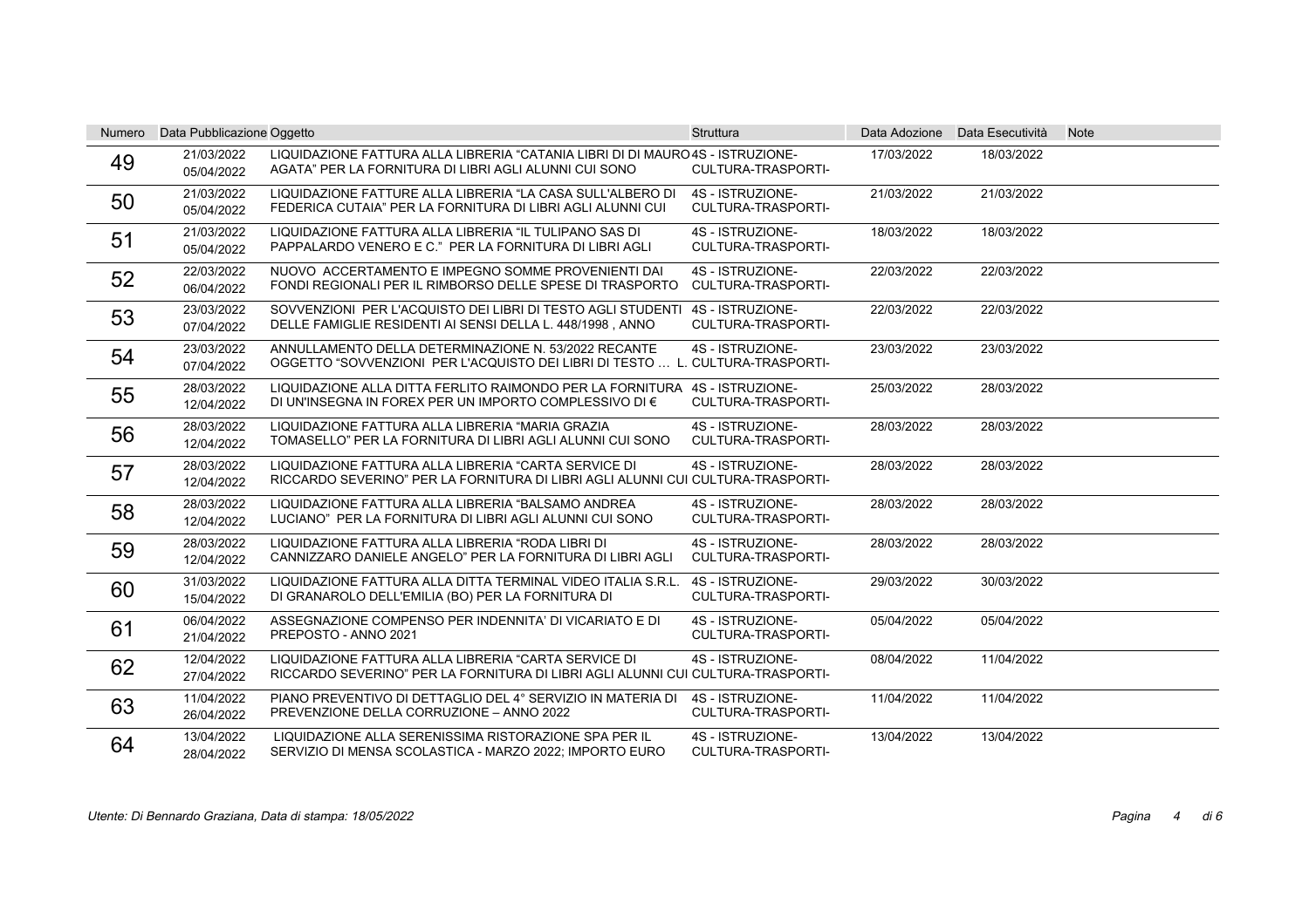| Numero | Data Pubblicazione | Oggetto | Struttura | Data Adozione | Data Esecutività | Note |
|---|---|---|---|---|---|---|
| 49 | 21/03/2022 05/04/2022 | LIQUIDAZIONE FATTURA ALLA LIBRERIA "CATANIA LIBRI DI DI MAURO AGATA" PER LA FORNITURA DI LIBRI AGLI ALUNNI CUI SONO | 4S - ISTRUZIONE-CULTURA-TRASPORTI- | 17/03/2022 | 18/03/2022 | |
| 50 | 21/03/2022 05/04/2022 | LIQUIDAZIONE FATTURE ALLA LIBRERIA "LA CASA SULL'ALBERO DI FEDERICA CUTAIA" PER LA FORNITURA DI LIBRI AGLI ALUNNI CUI | 4S - ISTRUZIONE-CULTURA-TRASPORTI- | 21/03/2022 | 21/03/2022 | |
| 51 | 21/03/2022 05/04/2022 | LIQUIDAZIONE FATTURA ALLA LIBRERIA "IL TULIPANO SAS DI PAPPALARDO VENERO E C." PER LA FORNITURA DI LIBRI AGLI | 4S - ISTRUZIONE-CULTURA-TRASPORTI- | 18/03/2022 | 18/03/2022 | |
| 52 | 22/03/2022 06/04/2022 | NUOVO ACCERTAMENTO E IMPEGNO SOMME PROVENIENTI DAI FONDI REGIONALI PER IL RIMBORSO DELLE SPESE DI TRASPORTO | 4S - ISTRUZIONE-CULTURA-TRASPORTI- | 22/03/2022 | 22/03/2022 | |
| 53 | 23/03/2022 07/04/2022 | SOVVENZIONI PER L'ACQUISTO DEI LIBRI DI TESTO AGLI STUDENTI DELLE FAMIGLIE RESIDENTI AI SENSI DELLA L. 448/1998 , ANNO | 4S - ISTRUZIONE-CULTURA-TRASPORTI- | 22/03/2022 | 22/03/2022 | |
| 54 | 23/03/2022 07/04/2022 | ANNULLAMENTO DELLA DETERMINAZIONE N. 53/2022 RECANTE OGGETTO "SOVVENZIONI PER L'ACQUISTO DEI LIBRI DI TESTO … L. | 4S - ISTRUZIONE-CULTURA-TRASPORTI- | 23/03/2022 | 23/03/2022 | |
| 55 | 28/03/2022 12/04/2022 | LIQUIDAZIONE ALLA DITTA FERLITO RAIMONDO PER LA FORNITURA DI UN'INSEGNA IN FOREX PER UN IMPORTO COMPLESSIVO DI € | 4S - ISTRUZIONE-CULTURA-TRASPORTI- | 25/03/2022 | 28/03/2022 | |
| 56 | 28/03/2022 12/04/2022 | LIQUIDAZIONE FATTURA ALLA LIBRERIA "MARIA GRAZIA TOMASELLO" PER LA FORNITURA DI LIBRI AGLI ALUNNI CUI SONO | 4S - ISTRUZIONE-CULTURA-TRASPORTI- | 28/03/2022 | 28/03/2022 | |
| 57 | 28/03/2022 12/04/2022 | LIQUIDAZIONE FATTURA ALLA LIBRERIA "CARTA SERVICE DI RICCARDO SEVERINO" PER LA FORNITURA DI LIBRI AGLI ALUNNI CUI | 4S - ISTRUZIONE-CULTURA-TRASPORTI- | 28/03/2022 | 28/03/2022 | |
| 58 | 28/03/2022 12/04/2022 | LIQUIDAZIONE FATTURA ALLA LIBRERIA "BALSAMO ANDREA LUCIANO" PER LA FORNITURA DI LIBRI AGLI ALUNNI CUI SONO | 4S - ISTRUZIONE-CULTURA-TRASPORTI- | 28/03/2022 | 28/03/2022 | |
| 59 | 28/03/2022 12/04/2022 | LIQUIDAZIONE FATTURA ALLA LIBRERIA "RODA LIBRI DI CANNIZZARO DANIELE ANGELO" PER LA FORNITURA DI LIBRI AGLI | 4S - ISTRUZIONE-CULTURA-TRASPORTI- | 28/03/2022 | 28/03/2022 | |
| 60 | 31/03/2022 15/04/2022 | LIQUIDAZIONE FATTURA ALLA DITTA TERMINAL VIDEO ITALIA S.R.L. DI GRANAROLO DELL'EMILIA (BO) PER LA FORNITURA DI | 4S - ISTRUZIONE-CULTURA-TRASPORTI- | 29/03/2022 | 30/03/2022 | |
| 61 | 06/04/2022 21/04/2022 | ASSEGNAZIONE COMPENSO PER INDENNITA' DI VICARIATO E DI PREPOSTO - ANNO 2021 | 4S - ISTRUZIONE-CULTURA-TRASPORTI- | 05/04/2022 | 05/04/2022 | |
| 62 | 12/04/2022 27/04/2022 | LIQUIDAZIONE FATTURA ALLA LIBRERIA "CARTA SERVICE DI RICCARDO SEVERINO" PER LA FORNITURA DI LIBRI AGLI ALUNNI CUI | 4S - ISTRUZIONE-CULTURA-TRASPORTI- | 08/04/2022 | 11/04/2022 | |
| 63 | 11/04/2022 26/04/2022 | PIANO PREVENTIVO DI DETTAGLIO DEL 4° SERVIZIO IN MATERIA DI PREVENZIONE DELLA CORRUZIONE – ANNO 2022 | 4S - ISTRUZIONE-CULTURA-TRASPORTI- | 11/04/2022 | 11/04/2022 | |
| 64 | 13/04/2022 28/04/2022 | LIQUIDAZIONE ALLA SERENISSIMA RISTORAZIONE SPA PER IL SERVIZIO DI MENSA SCOLASTICA - MARZO 2022; IMPORTO EURO | 4S - ISTRUZIONE-CULTURA-TRASPORTI- | 13/04/2022 | 13/04/2022 | |

*Utente: Di Bennardo Graziana, Data di stampa: 18/05/2022*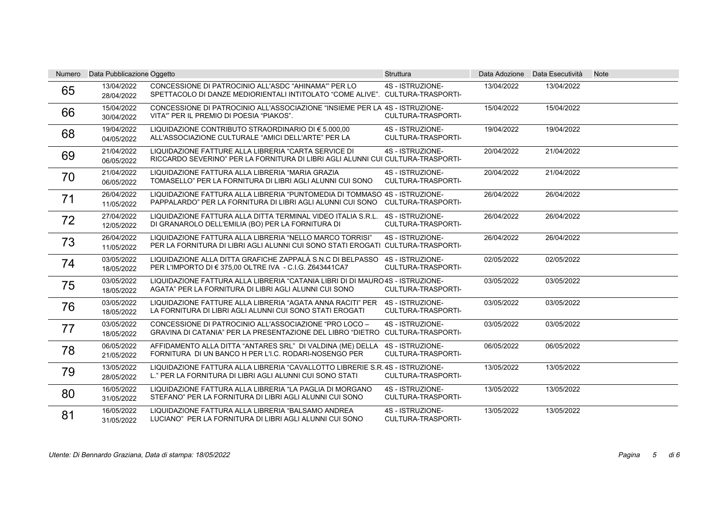| Numero | Data Pubblicazione | Oggetto | Struttura | Data Adozione | Data Esecutività | Note |
|---|---|---|---|---|---|---|
| 65 | 13/04/2022 28/04/2022 | CONCESSIONE DI PATROCINIO ALL'ASDC "AHINAMA'" PER LO SPETTACOLO DI DANZE MEDIORIENTALI INTITOLATO "COME ALIVE". | 4S - ISTRUZIONE-CULTURA-TRASPORTI- | 13/04/2022 | 13/04/2022 | |
| 66 | 15/04/2022 30/04/2022 | CONCESSIONE DI PATROCINIO ALL'ASSOCIAZIONE "INSIEME PER LA VITA'" PER IL PREMIO DI POESIA "PIAKOS". | 4S - ISTRUZIONE-CULTURA-TRASPORTI- | 15/04/2022 | 15/04/2022 | |
| 68 | 19/04/2022 04/05/2022 | LIQUIDAZIONE CONTRIBUTO STRAORDINARIO DI € 5.000,00 ALL'ASSOCIAZIONE CULTURALE "AMICI DELL'ARTE" PER LA | 4S - ISTRUZIONE-CULTURA-TRASPORTI- | 19/04/2022 | 19/04/2022 | |
| 69 | 21/04/2022 06/05/2022 | LIQUIDAZIONE FATTURE ALLA LIBRERIA "CARTA SERVICE DI RICCARDO SEVERINO" PER LA FORNITURA DI LIBRI AGLI ALUNNI CUI | 4S - ISTRUZIONE-CULTURA-TRASPORTI- | 20/04/2022 | 21/04/2022 | |
| 70 | 21/04/2022 06/05/2022 | LIQUIDAZIONE FATTURA ALLA LIBRERIA "MARIA GRAZIA TOMASELLO" PER LA FORNITURA DI LIBRI AGLI ALUNNI CUI SONO | 4S - ISTRUZIONE-CULTURA-TRASPORTI- | 20/04/2022 | 21/04/2022 | |
| 71 | 26/04/2022 11/05/2022 | LIQUIDAZIONE FATTURA ALLA LIBRERIA "PUNTOMEDIA DI TOMMASO PAPPALARDO" PER LA FORNITURA DI LIBRI AGLI ALUNNI CUI SONO | 4S - ISTRUZIONE-CULTURA-TRASPORTI- | 26/04/2022 | 26/04/2022 | |
| 72 | 27/04/2022 12/05/2022 | LIQUIDAZIONE FATTURA ALLA DITTA TERMINAL VIDEO ITALIA S.R.L. DI GRANAROLO DELL'EMILIA (BO) PER LA FORNITURA DI | 4S - ISTRUZIONE-CULTURA-TRASPORTI- | 26/04/2022 | 26/04/2022 | |
| 73 | 26/04/2022 11/05/2022 | LIQUIDAZIONE FATTURA ALLA LIBRERIA "NELLO MARCO TORRISI" PER LA FORNITURA DI LIBRI AGLI ALUNNI CUI SONO STATI EROGATI | 4S - ISTRUZIONE-CULTURA-TRASPORTI- | 26/04/2022 | 26/04/2022 | |
| 74 | 03/05/2022 18/05/2022 | LIQUIDAZIONE ALLA DITTA GRAFICHE ZAPPALÀ S.N.C DI BELPASSO PER L'IMPORTO DI € 375,00 OLTRE IVA - C.I.G. Z643441CA7 | 4S - ISTRUZIONE-CULTURA-TRASPORTI- | 02/05/2022 | 02/05/2022 | |
| 75 | 03/05/2022 18/05/2022 | LIQUIDAZIONE FATTURA ALLA LIBRERIA "CATANIA LIBRI DI DI MAURO AGATA" PER LA FORNITURA DI LIBRI AGLI ALUNNI CUI SONO | 4S - ISTRUZIONE-CULTURA-TRASPORTI- | 03/05/2022 | 03/05/2022 | |
| 76 | 03/05/2022 18/05/2022 | LIQUIDAZIONE FATTURE ALLA LIBRERIA "AGATA ANNA RACITI" PER LA FORNITURA DI LIBRI AGLI ALUNNI CUI SONO STATI EROGATI | 4S - ISTRUZIONE-CULTURA-TRASPORTI- | 03/05/2022 | 03/05/2022 | |
| 77 | 03/05/2022 18/05/2022 | CONCESSIONE DI PATROCINIO ALL'ASSOCIAZIONE "PRO LOCO – GRAVINA DI CATANIA" PER LA PRESENTAZIONE DEL LIBRO "DIETRO | 4S - ISTRUZIONE-CULTURA-TRASPORTI- | 03/05/2022 | 03/05/2022 | |
| 78 | 06/05/2022 21/05/2022 | AFFIDAMENTO ALLA DITTA "ANTARES SRL" DI VALDINA (ME) DELLA FORNITURA DI UN BANCO H PER L'I.C. RODARI-NOSENGO PER | 4S - ISTRUZIONE-CULTURA-TRASPORTI- | 06/05/2022 | 06/05/2022 | |
| 79 | 13/05/2022 28/05/2022 | LIQUIDAZIONE FATTURA ALLA LIBRERIA "CAVALLOTTO LIBRERIE S.R.L." PER LA FORNITURA DI LIBRI AGLI ALUNNI CUI SONO STATI | 4S - ISTRUZIONE-CULTURA-TRASPORTI- | 13/05/2022 | 13/05/2022 | |
| 80 | 16/05/2022 31/05/2022 | LIQUIDAZIONE FATTURA ALLA LIBRERIA "LA PAGLIA DI MORGANO STEFANO" PER LA FORNITURA DI LIBRI AGLI ALUNNI CUI SONO | 4S - ISTRUZIONE-CULTURA-TRASPORTI- | 13/05/2022 | 13/05/2022 | |
| 81 | 16/05/2022 31/05/2022 | LIQUIDAZIONE FATTURA ALLA LIBRERIA "BALSAMO ANDREA LUCIANO" PER LA FORNITURA DI LIBRI AGLI ALUNNI CUI SONO | 4S - ISTRUZIONE-CULTURA-TRASPORTI- | 13/05/2022 | 13/05/2022 | |

*Utente: Di Bennardo Graziana, Data di stampa: 18/05/2022*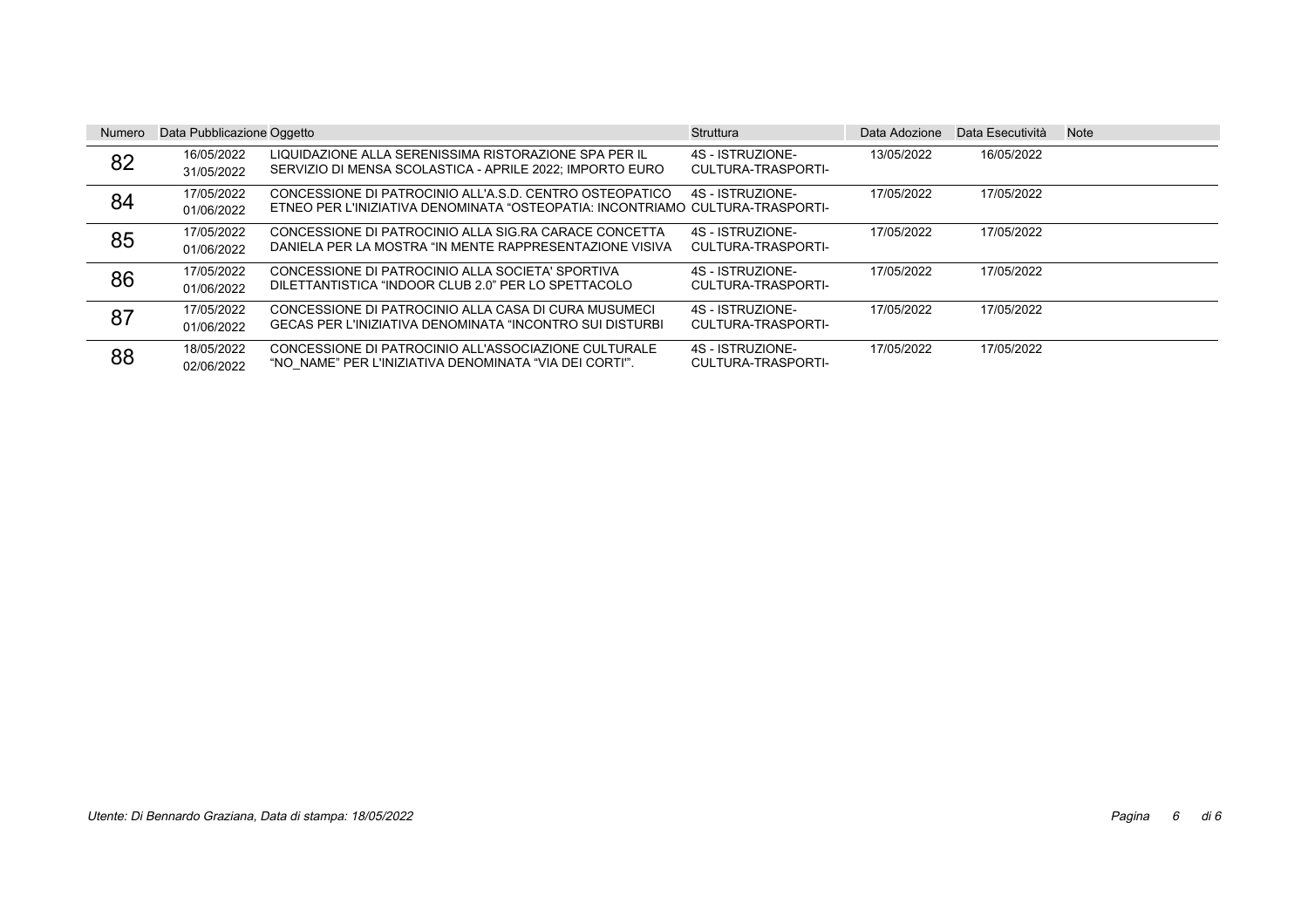| Numero | Data Pubblicazione | Oggetto | Struttura | Data Adozione | Data Esecutività | Note |
|---|---|---|---|---|---|---|
| 82 | 16/05/2022 31/05/2022 | LIQUIDAZIONE ALLA SERENISSIMA RISTORAZIONE SPA PER IL SERVIZIO DI MENSA SCOLASTICA - APRILE 2022; IMPORTO EURO | 4S - ISTRUZIONE-CULTURA-TRASPORTI- | 13/05/2022 | 16/05/2022 | |
| 84 | 17/05/2022 01/06/2022 | CONCESSIONE DI PATROCINIO ALL'A.S.D. CENTRO OSTEOPATICO ETNEO PER L'INIZIATIVA DENOMINATA "OSTEOPATIA: INCONTRIAMO | 4S - ISTRUZIONE-CULTURA-TRASPORTI- | 17/05/2022 | 17/05/2022 | |
| 85 | 17/05/2022 01/06/2022 | CONCESSIONE DI PATROCINIO ALLA SIG.RA CARACE CONCETTA DANIELA PER LA MOSTRA "IN MENTE RAPPRESENTAZIONE VISIVA | 4S - ISTRUZIONE-CULTURA-TRASPORTI- | 17/05/2022 | 17/05/2022 | |
| 86 | 17/05/2022 01/06/2022 | CONCESSIONE DI PATROCINIO ALLA SOCIETA' SPORTIVA DILETTANTISTICA "INDOOR CLUB 2.0" PER LO SPETTACOLO | 4S - ISTRUZIONE-CULTURA-TRASPORTI- | 17/05/2022 | 17/05/2022 | |
| 87 | 17/05/2022 01/06/2022 | CONCESSIONE DI PATROCINIO ALLA CASA DI CURA MUSUMECI GECAS PER L'INIZIATIVA DENOMINATA "INCONTRO SUI DISTURBI | 4S - ISTRUZIONE-CULTURA-TRASPORTI- | 17/05/2022 | 17/05/2022 | |
| 88 | 18/05/2022 02/06/2022 | CONCESSIONE DI PATROCINIO ALL'ASSOCIAZIONE CULTURALE "NO_NAME" PER L'INIZIATIVA DENOMINATA "VIA DEI CORTI". | 4S - ISTRUZIONE-CULTURA-TRASPORTI- | 17/05/2022 | 17/05/2022 | |

*Utente: Di Bennardo Graziana, Data di stampa: 18/05/2022*